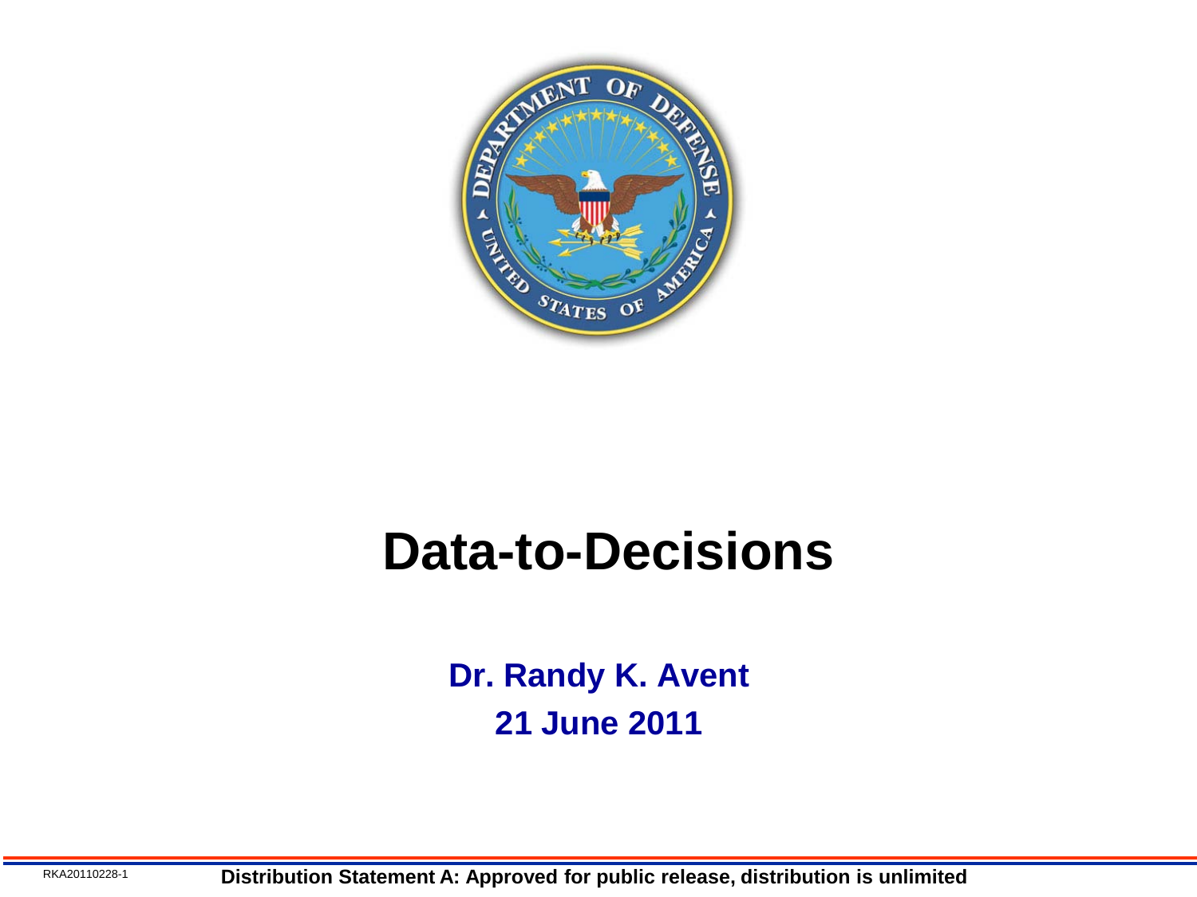# Data-to-Decisions

**Dr. Randy K. Avent**

**21 June 2011**

RKA20110228-1

**Distribution Statement A: Approved for public release, distribution is unlimited**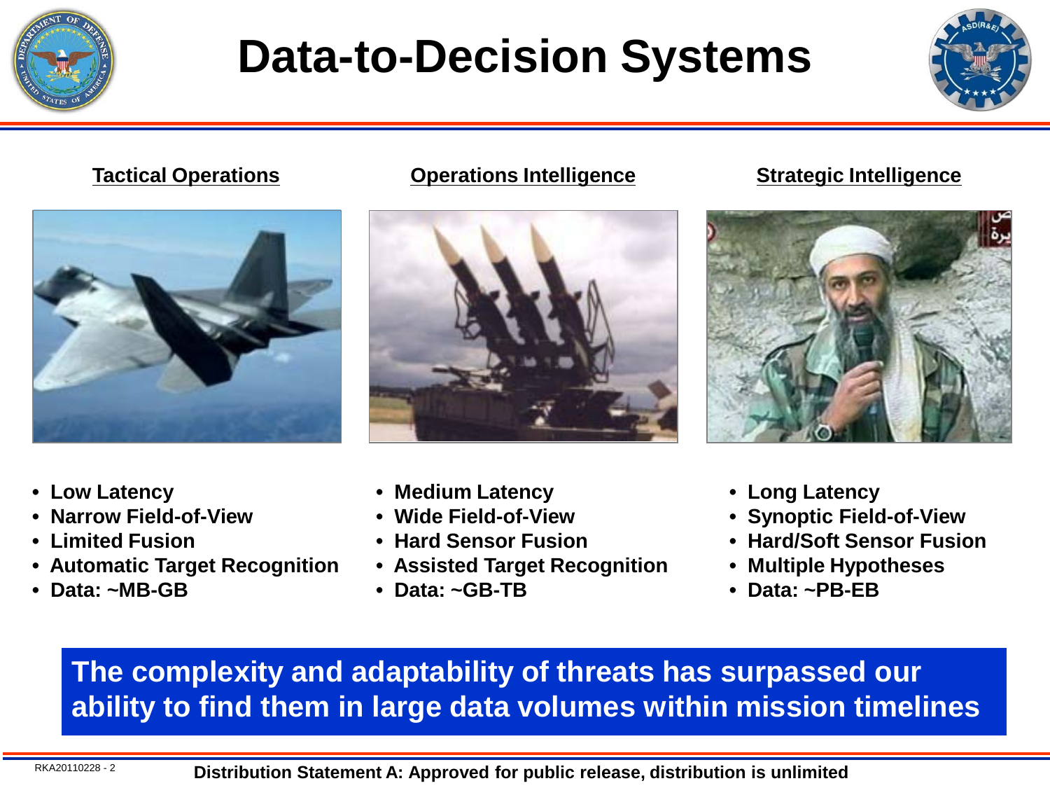# Data-to-Decision Systems

### Tactical Operations

- Low Latency
- Narrow Field-of-View
- Limited Fusion
- Automatic Target Recognition
- Data: ~MB-GB

### Operations Intelligence

- Medium Latency
- Wide Field-of-View
- Hard Sensor Fusion
- Assisted Target Recognition
- Data: ~GB-TB

### Strategic Intelligence

- Long Latency
- Synoptic Field-of-View
- Hard/Soft Sensor Fusion
- Multiple Hypotheses
- Data: ~PB-EB

**The complexity and adaptability of threats has surpassed our ability to find them in large data volumes within mission timelines**

RKA20110228 - 2

**Distribution Statement A: Approved for public release, distribution is unlimited**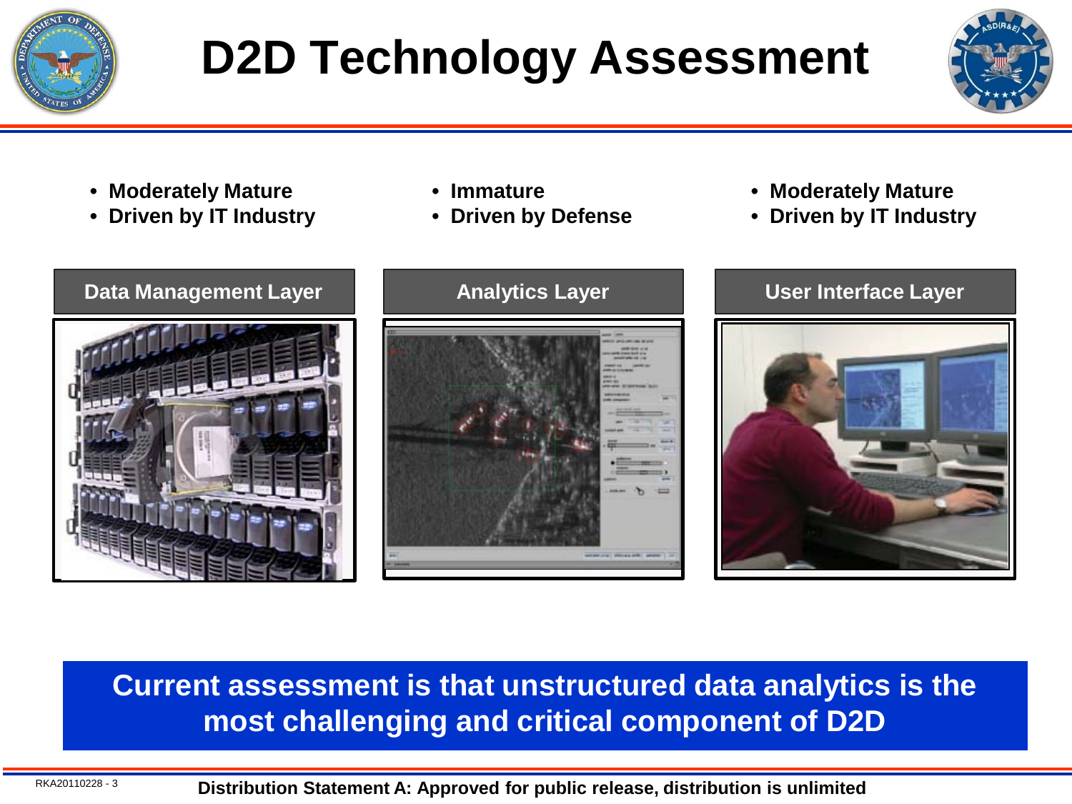# D2D Technology Assessment

| Data Management Layer | Analytics Layer | User Interface Layer |
|---|---|---|
| • Moderately Mature<br>• Driven by IT Industry | • Immature<br>• Driven by Defense | • Moderately Mature<br>• Driven by IT Industry |

**Current assessment is that unstructured data analytics is the most challenging and critical component of D2D**

RKA20110228 - 3

**Distribution Statement A: Approved for public release, distribution is unlimited**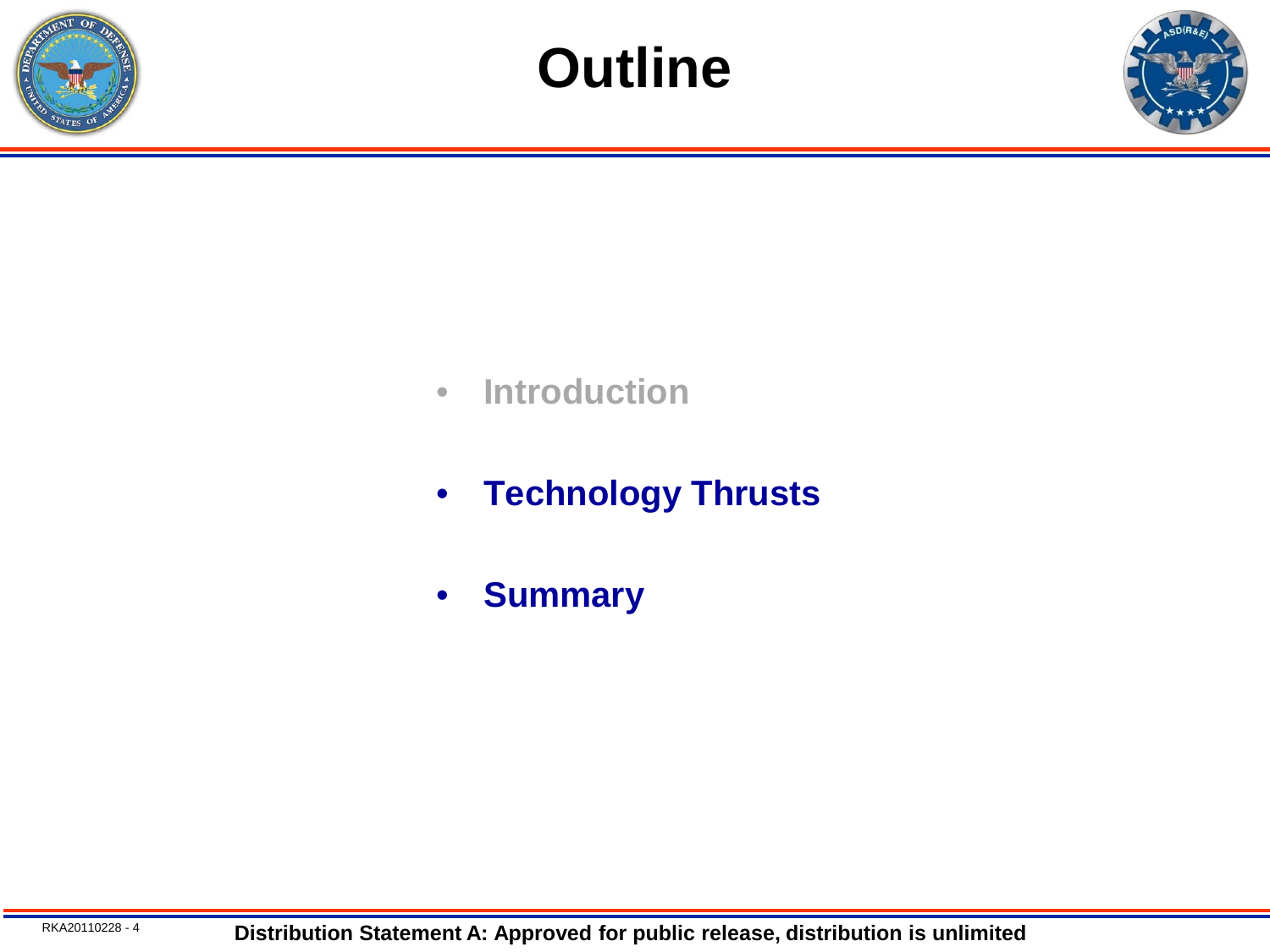# Outline

- Introduction
- Technology Thrusts
- Summary

Distribution Statement A: Approved for public release, distribution is unlimited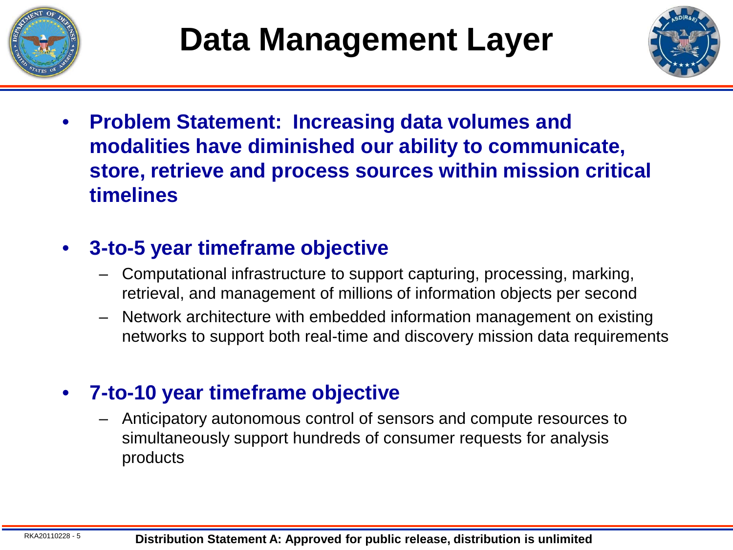# Data Management Layer

- **Problem Statement: Increasing data volumes and modalities have diminished our ability to communicate, store, retrieve and process sources within mission critical timelines**

- **3-to-5 year timeframe objective**
  - Computational infrastructure to support capturing, processing, marking, retrieval, and management of millions of information objects per second
  - Network architecture with embedded information management on existing networks to support both real-time and discovery mission data requirements

- **7-to-10 year timeframe objective**
  - Anticipatory autonomous control of sensors and compute resources to simultaneously support hundreds of consumer requests for analysis products

RKA20110228 - 5

**Distribution Statement A: Approved for public release, distribution is unlimited**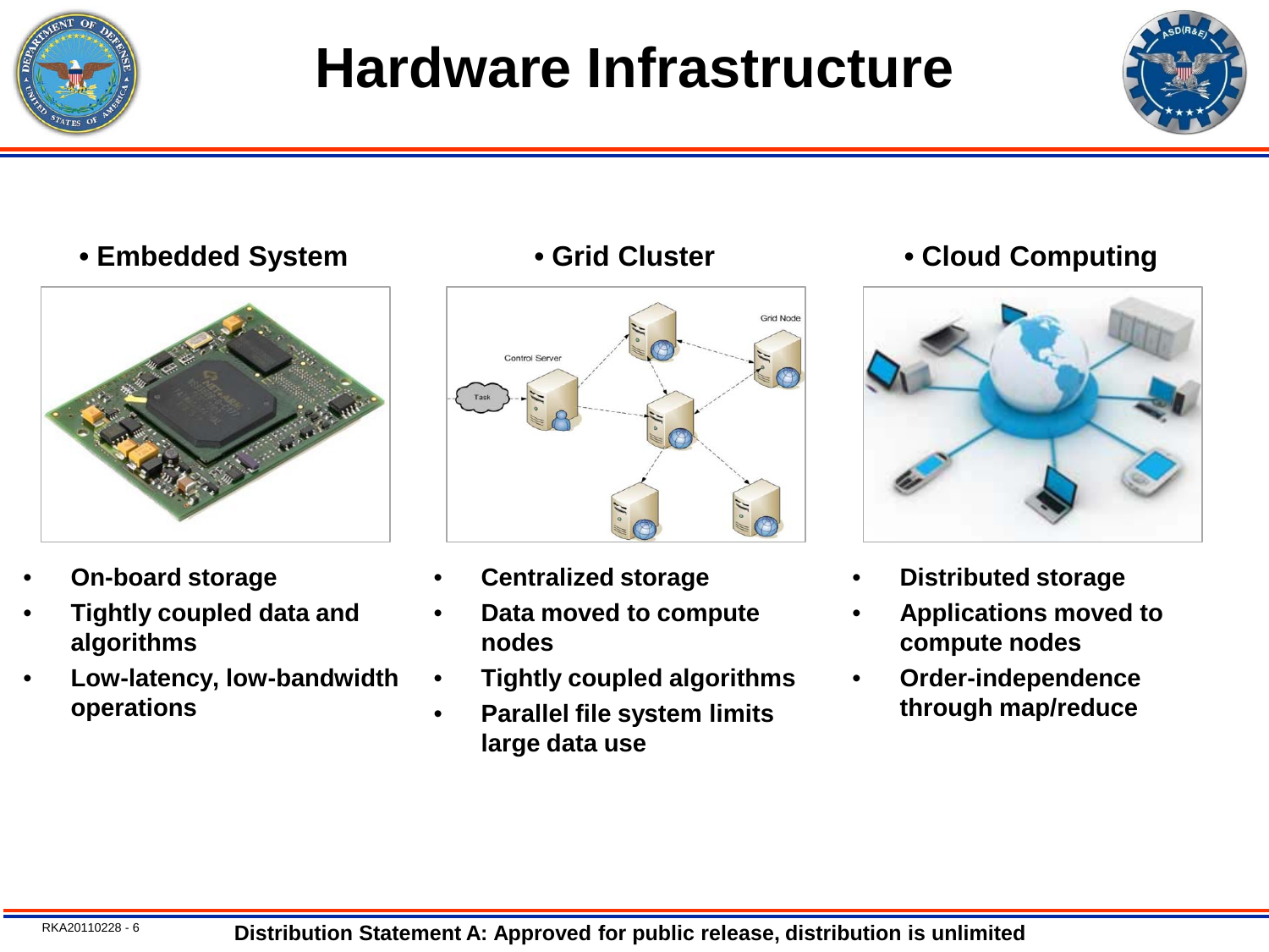# Hardware Infrastructure

## • Embedded System

- On-board storage
- Tightly coupled data and algorithms
- Low-latency, low-bandwidth operations

## • Grid Cluster

- Centralized storage
- Data moved to compute nodes
- Tightly coupled algorithms
- Parallel file system limits large data use

## • Cloud Computing

- Distributed storage
- Applications moved to compute nodes
- Order-independence through map/reduce

Distribution Statement A: Approved for public release, distribution is unlimited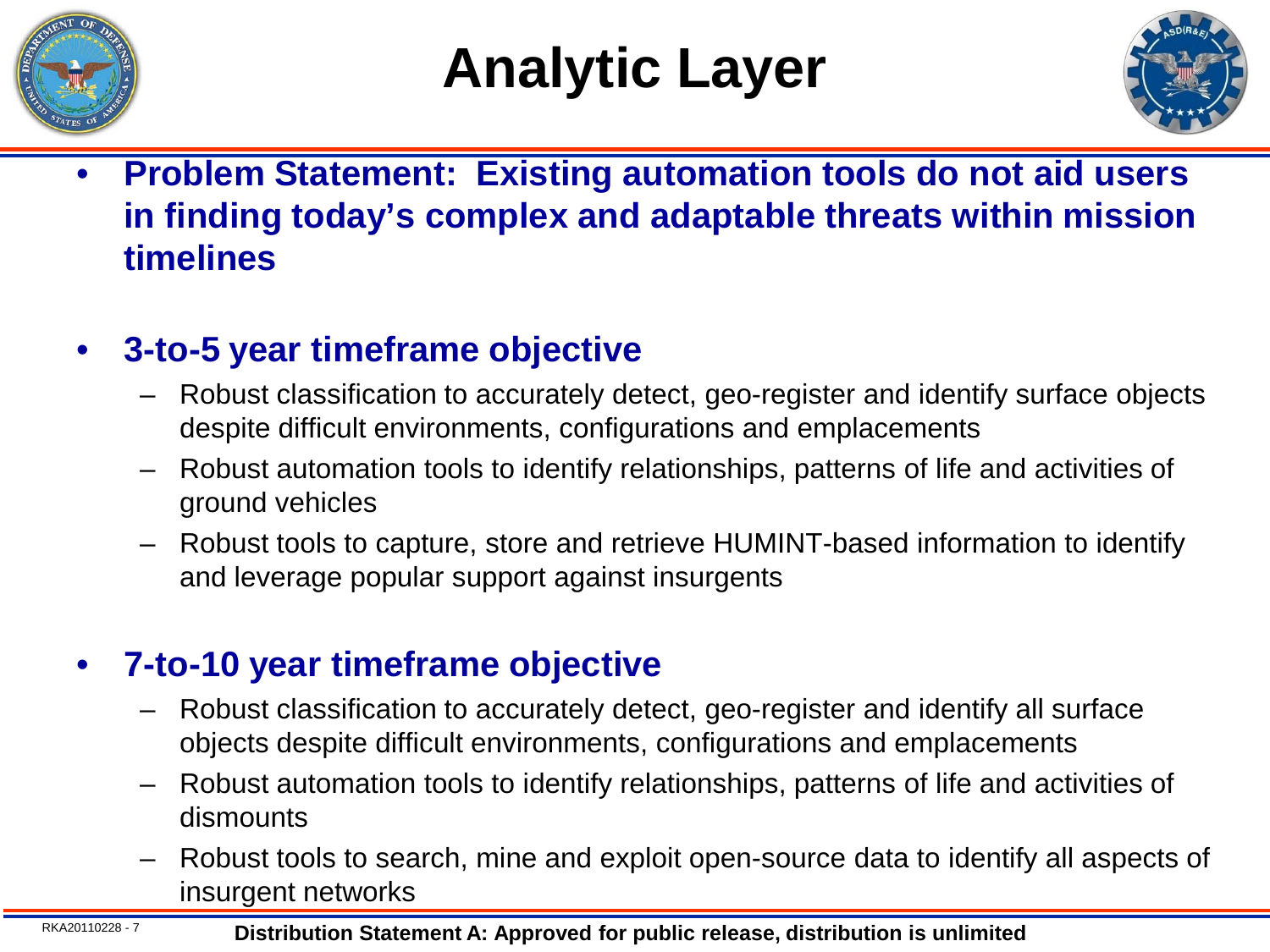# Analytic Layer

- **Problem Statement: Existing automation tools do not aid users in finding today's complex and adaptable threats within mission timelines**

- **3-to-5 year timeframe objective**
  - Robust classification to accurately detect, geo-register and identify surface objects despite difficult environments, configurations and emplacements
  - Robust automation tools to identify relationships, patterns of life and activities of ground vehicles
  - Robust tools to capture, store and retrieve HUMINT-based information to identify and leverage popular support against insurgents

- **7-to-10 year timeframe objective**
  - Robust classification to accurately detect, geo-register and identify all surface objects despite difficult environments, configurations and emplacements
  - Robust automation tools to identify relationships, patterns of life and activities of dismounts
  - Robust tools to search, mine and exploit open-source data to identify all aspects of insurgent networks

RKA20110228 - 7

**Distribution Statement A: Approved for public release, distribution is unlimited**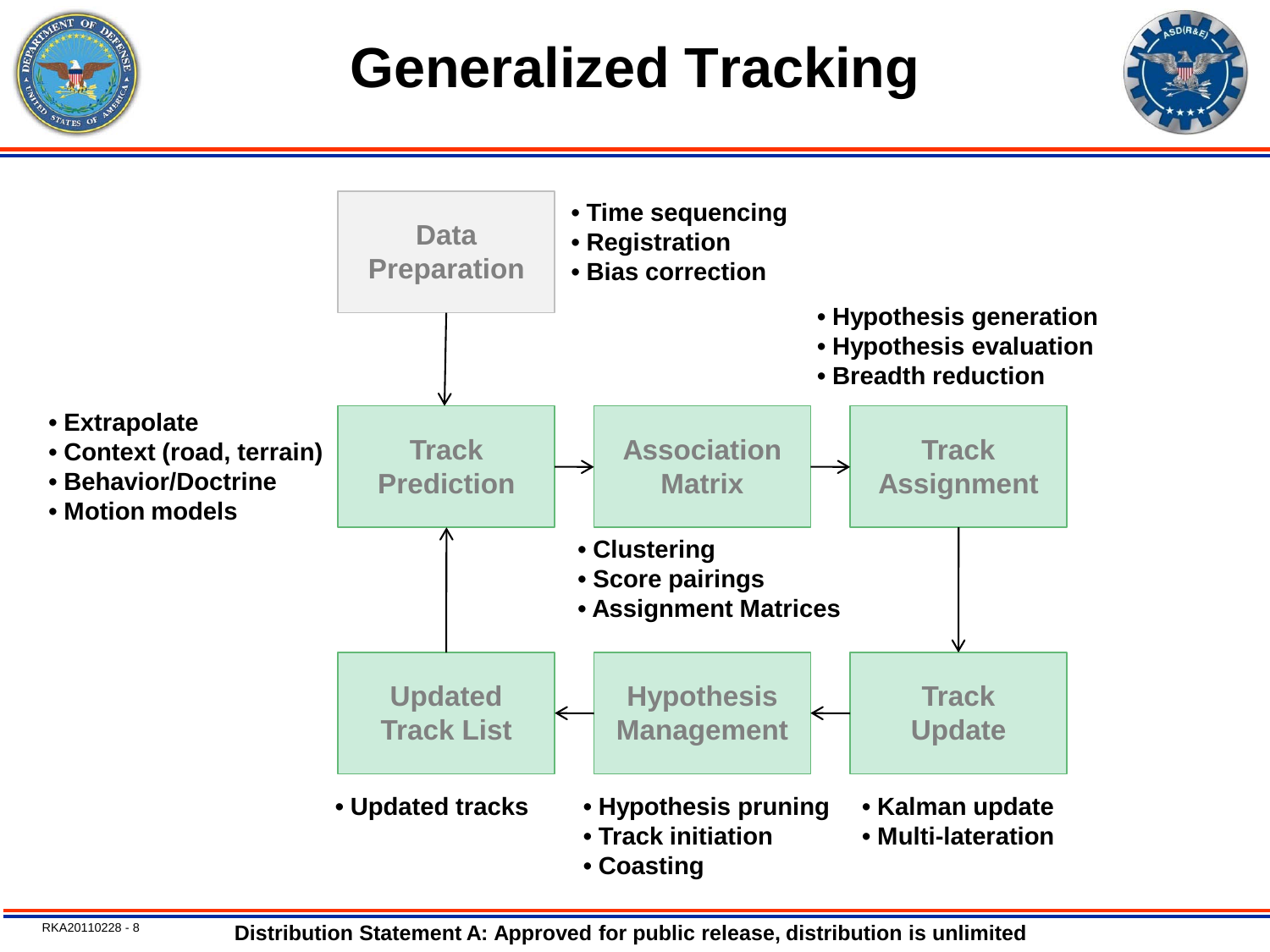# Generalized Tracking

**Data Preparation**
- Time sequencing
- Registration
- Bias correction

**Track Prediction**
- Extrapolate
- Context (road, terrain)
- Behavior/Doctrine
- Motion models

**Association Matrix**
- Clustering
- Score pairings
- Assignment Matrices

**Track Assignment**
- Hypothesis generation
- Hypothesis evaluation
- Breadth reduction

**Track Update**
- Kalman update
- Multi-lateration

**Hypothesis Management**
- Hypothesis pruning
- Track initiation
- Coasting

**Updated Track List**
- Updated tracks

Data Preparation → Track Prediction → Association Matrix → Track Assignment → Track Update → Hypothesis Management → Updated Track List → Track Prediction

RKA20110228 - 8

**Distribution Statement A: Approved for public release, distribution is unlimited**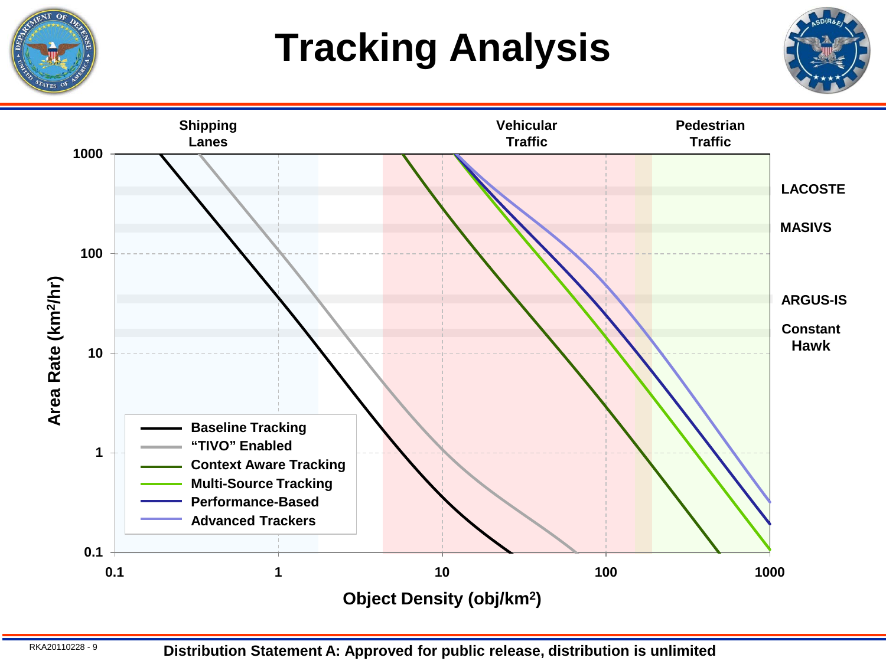# Tracking Analysis

Shipping Lanes | Vehicular Traffic | Pedestrian Traffic

Area Rate ($km^2/hr$)

1000, 100, 10, 1, 0.1

LACOSTE

MASIVS

ARGUS-IS

Constant Hawk

- Baseline Tracking
- "TIVO" Enabled
- Context Aware Tracking
- Multi-Source Tracking
- Performance-Based
- Advanced Trackers

0.1, 1, 10, 100, 1000

Object Density ($obj/km^2$)

RKA20110228 - 9

**Distribution Statement A: Approved for public release, distribution is unlimited**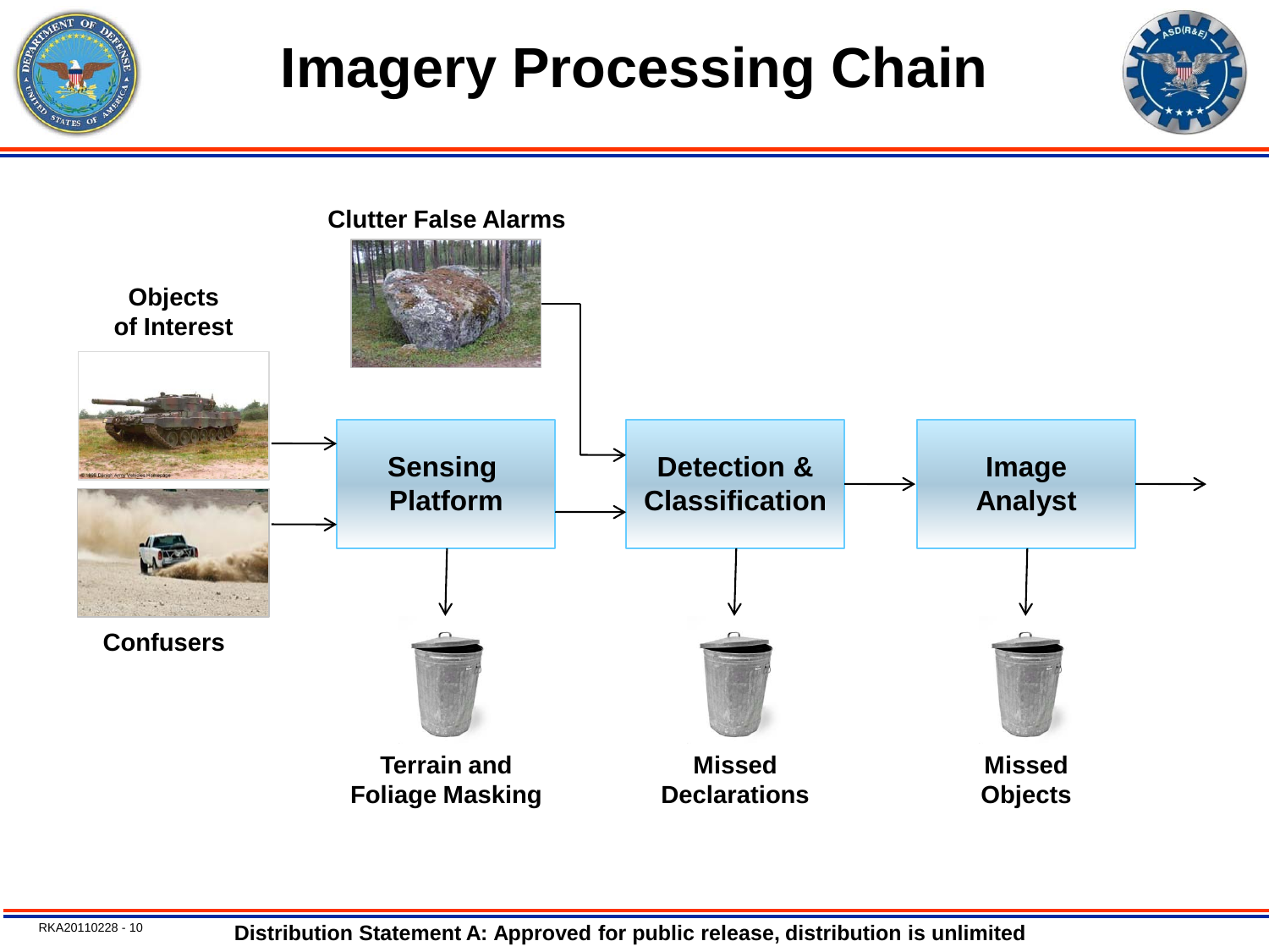# Imagery Processing Chain

**Objects of Interest**

**Confusers**

**Clutter False Alarms**

**Sensing Platform**

**Detection & Classification**

**Image Analyst**

**Terrain and Foliage Masking**

**Missed Declarations**

**Missed Objects**

**Distribution Statement A: Approved for public release, distribution is unlimited**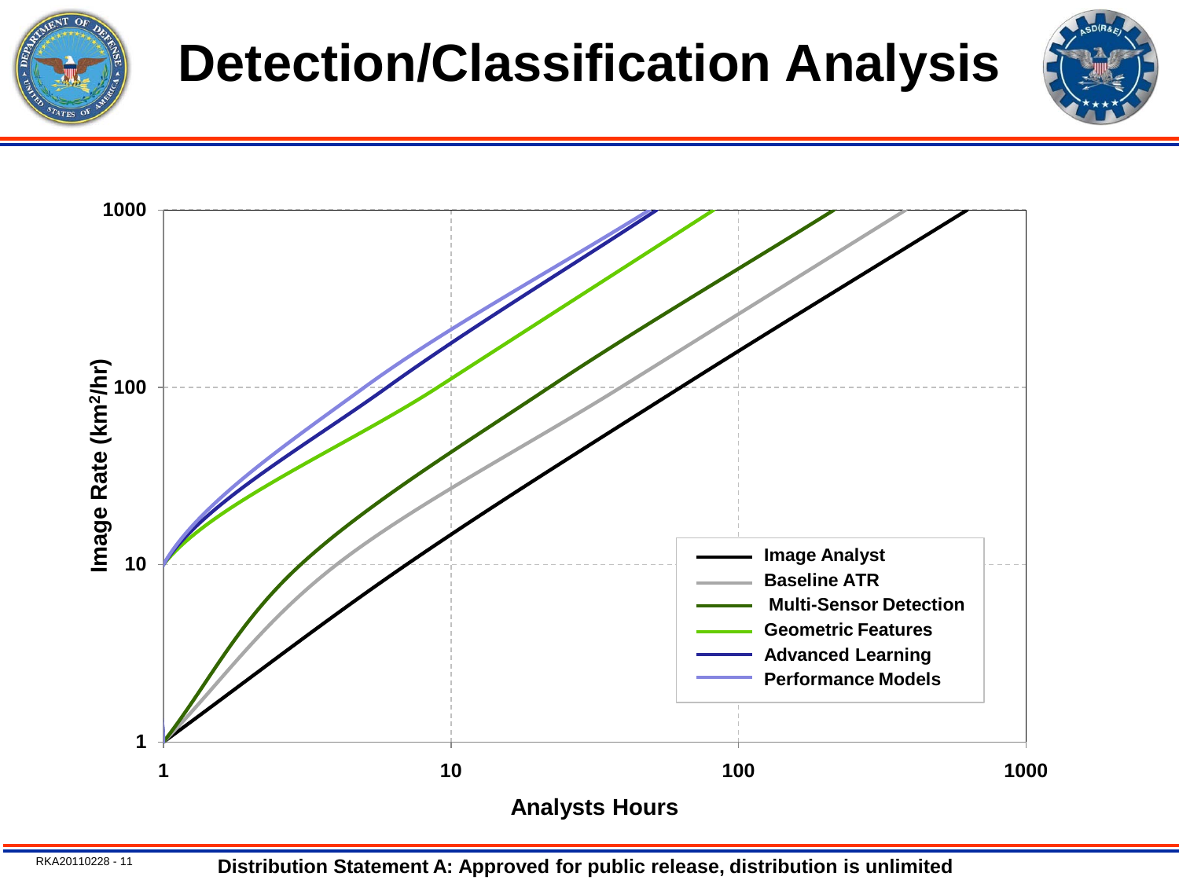# Detection/Classification Analysis

Image Rate (km²/hr)

1000

100

10

1

1 10 100 1000

Analysts Hours

- Image Analyst
- Baseline ATR
- Multi-Sensor Detection
- Geometric Features
- Advanced Learning
- Performance Models

Distribution Statement A: Approved for public release, distribution is unlimited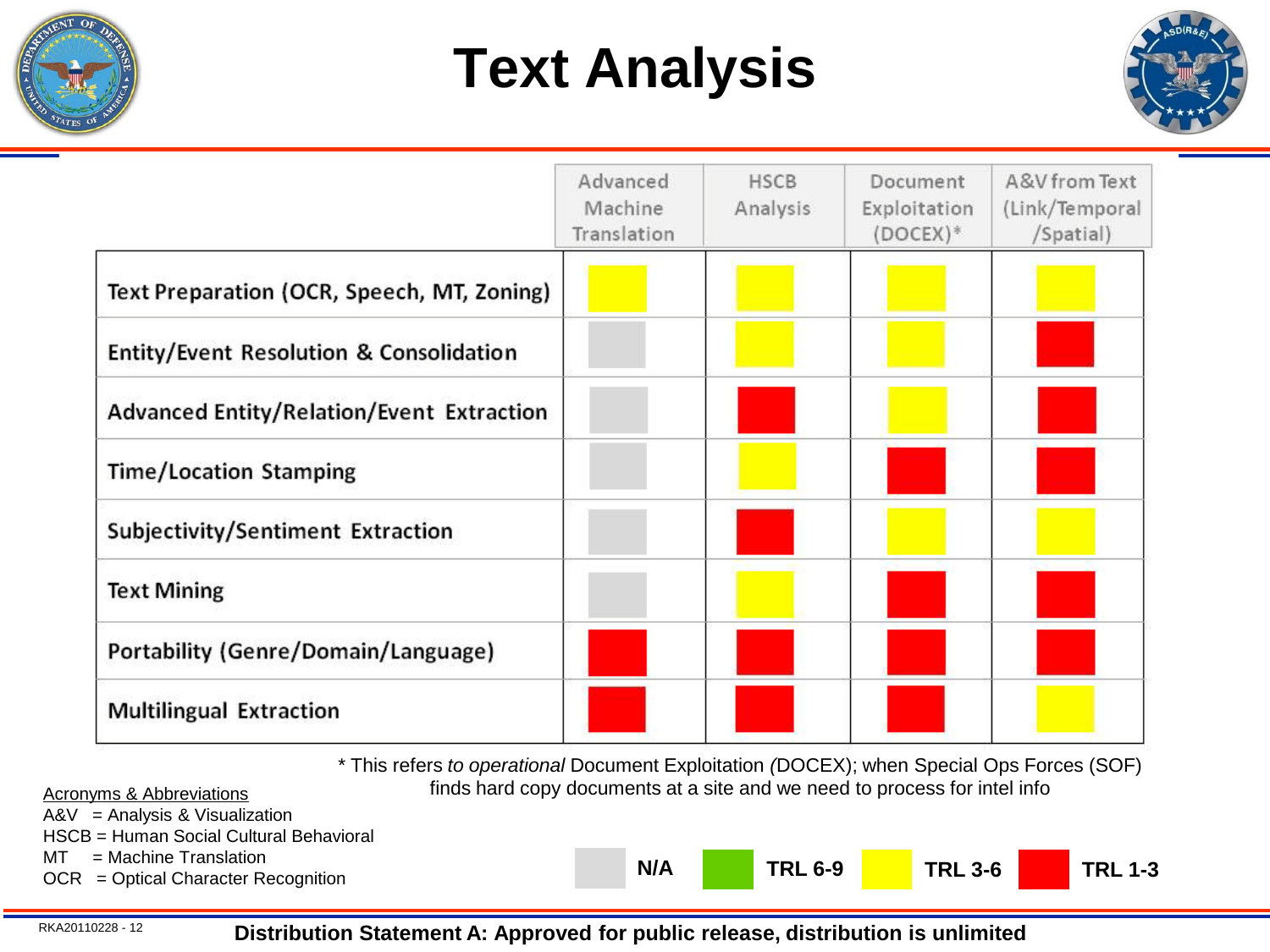# Text Analysis

| | Advanced Machine Translation | HSCB Analysis | Document Exploitation (DOCEX)* | A&V from Text (Link/Temporal /Spatial) |
|---|---|---|---|---|
| Text Preparation (OCR, Speech, MT, Zoning) | TRL 3-6 | TRL 3-6 | TRL 3-6 | TRL 3-6 |
| Entity/Event Resolution & Consolidation | N/A | TRL 3-6 | TRL 3-6 | TRL 1-3 |
| Advanced Entity/Relation/Event Extraction | N/A | TRL 1-3 | TRL 3-6 | TRL 1-3 |
| Time/Location Stamping | N/A | TRL 3-6 | TRL 1-3 | TRL 1-3 |
| Subjectivity/Sentiment Extraction | N/A | TRL 1-3 | TRL 3-6 | TRL 3-6 |
| Text Mining | N/A | TRL 3-6 | TRL 1-3 | TRL 1-3 |
| Portability (Genre/Domain/Language) | TRL 1-3 | TRL 1-3 | TRL 1-3 | TRL 1-3 |
| Multilingual Extraction | TRL 1-3 | TRL 1-3 | TRL 1-3 | TRL 3-6 |

\* This refers *to operational* Document Exploitation *(*DOCEX); when Special Ops Forces (SOF) finds hard copy documents at a site and we need to process for intel info

Legend: N/A | TRL 6-9 | TRL 3-6 | TRL 1-3

Acronyms & Abbreviations

A&V = Analysis & Visualization
HSCB = Human Social Cultural Behavioral
MT = Machine Translation
OCR = Optical Character Recognition

RKA20110228 - 12

**Distribution Statement A: Approved for public release, distribution is unlimited**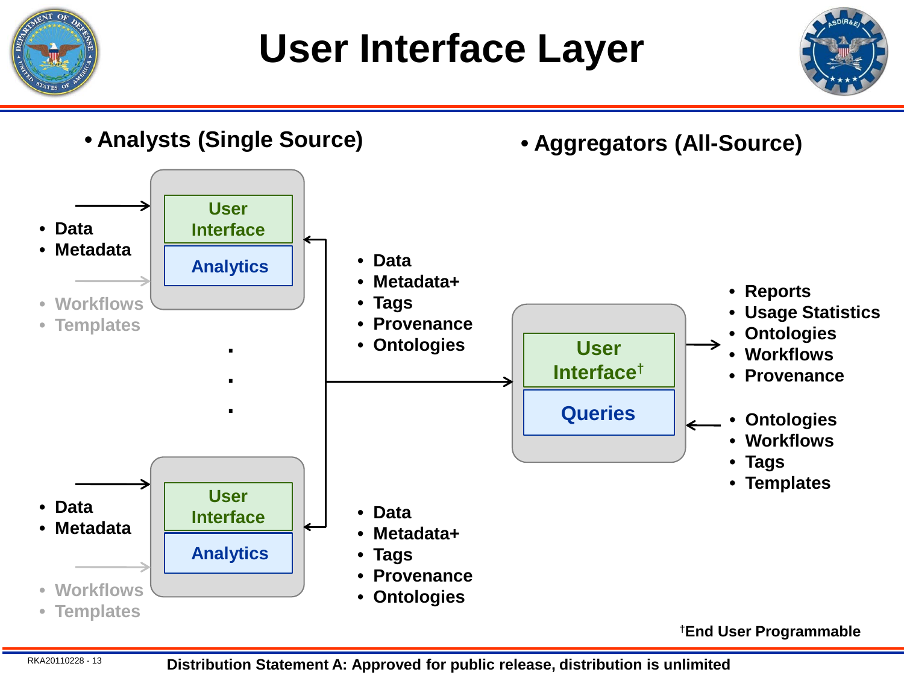# User Interface Layer

- **Analysts (Single Source)**
- **Aggregators (All-Source)**

**Analyst box (top):**

- Data
- Metadata
- Workflows
- Templates

User Interface

Analytics

- Data
- Metadata+
- Tags
- Provenance
- Ontologies

. . .

**Analyst box (bottom):**

- Data
- Metadata
- Workflows
- Templates

User Interface

Analytics

- Data
- Metadata+
- Tags
- Provenance
- Ontologies

**Aggregator box:**

User Interface†

Queries

Outputs:

- Reports
- Usage Statistics
- Ontologies
- Workflows
- Provenance

Inputs:

- Ontologies
- Workflows
- Tags
- Templates

†End User Programmable

RKA20110228 - 13

Distribution Statement A: Approved for public release, distribution is unlimited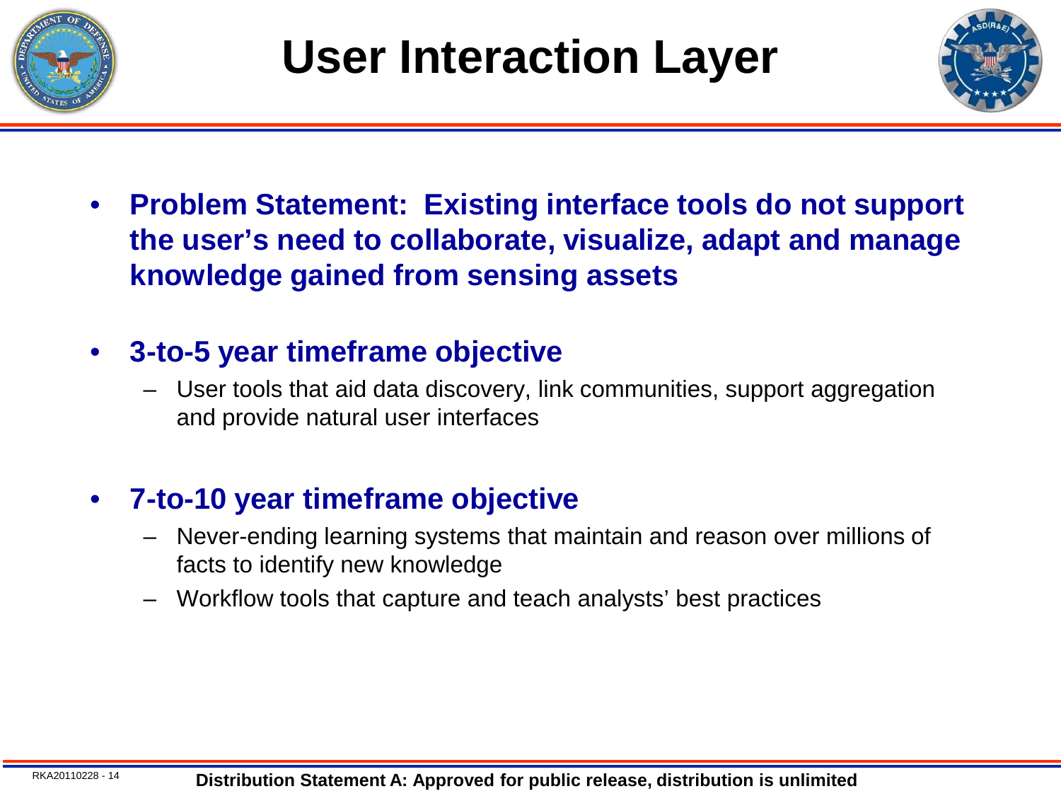# User Interaction Layer

- **Problem Statement: Existing interface tools do not support the user's need to collaborate, visualize, adapt and manage knowledge gained from sensing assets**

- **3-to-5 year timeframe objective**
  - User tools that aid data discovery, link communities, support aggregation and provide natural user interfaces

- **7-to-10 year timeframe objective**
  - Never-ending learning systems that maintain and reason over millions of facts to identify new knowledge
  - Workflow tools that capture and teach analysts' best practices

**Distribution Statement A: Approved for public release, distribution is unlimited**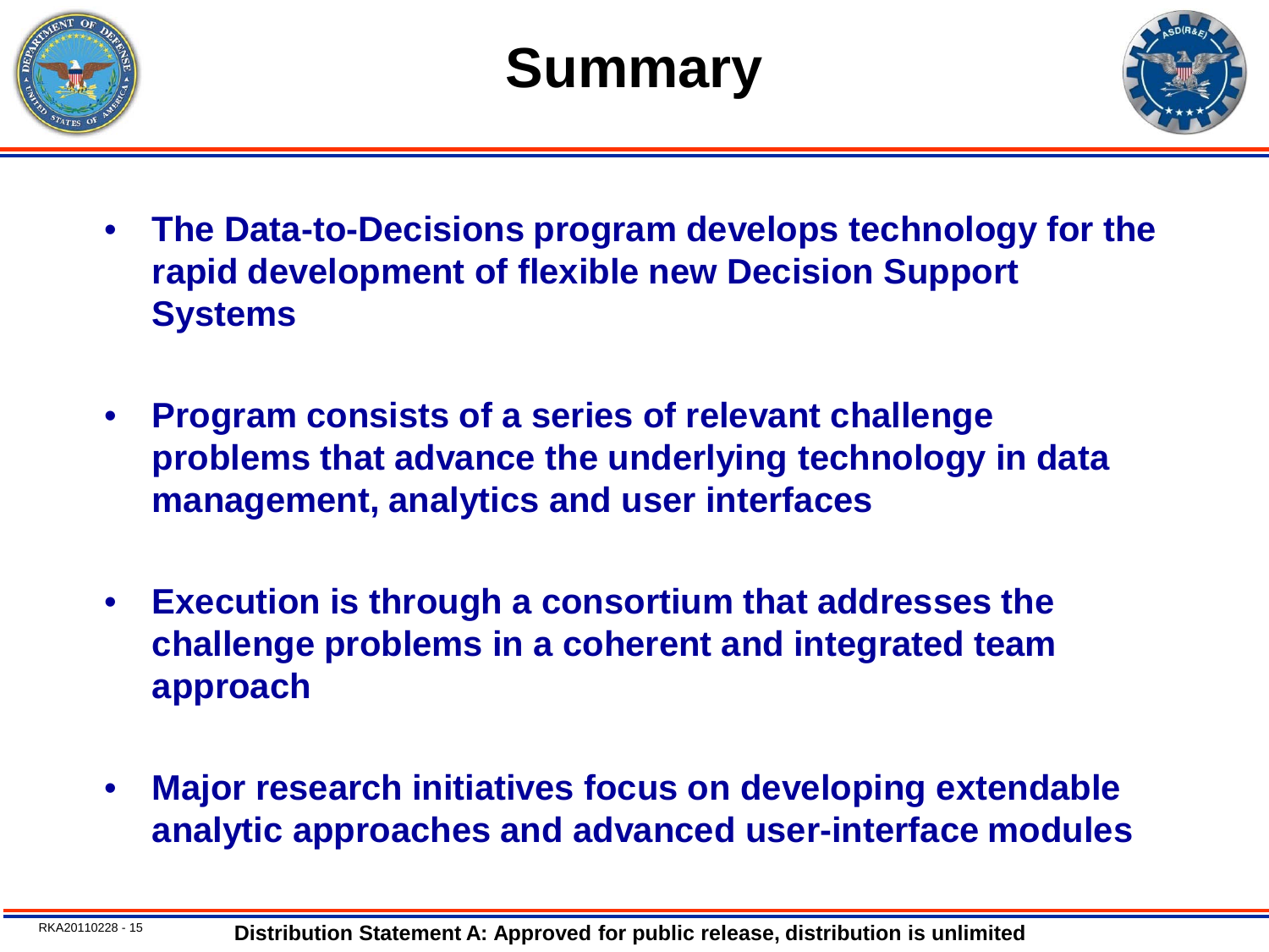# Summary

- **The Data-to-Decisions program develops technology for the rapid development of flexible new Decision Support Systems**

- **Program consists of a series of relevant challenge problems that advance the underlying technology in data management, analytics and user interfaces**

- **Execution is through a consortium that addresses the challenge problems in a coherent and integrated team approach**

- **Major research initiatives focus on developing extendable analytic approaches and advanced user-interface modules**

**Distribution Statement A: Approved for public release, distribution is unlimited**